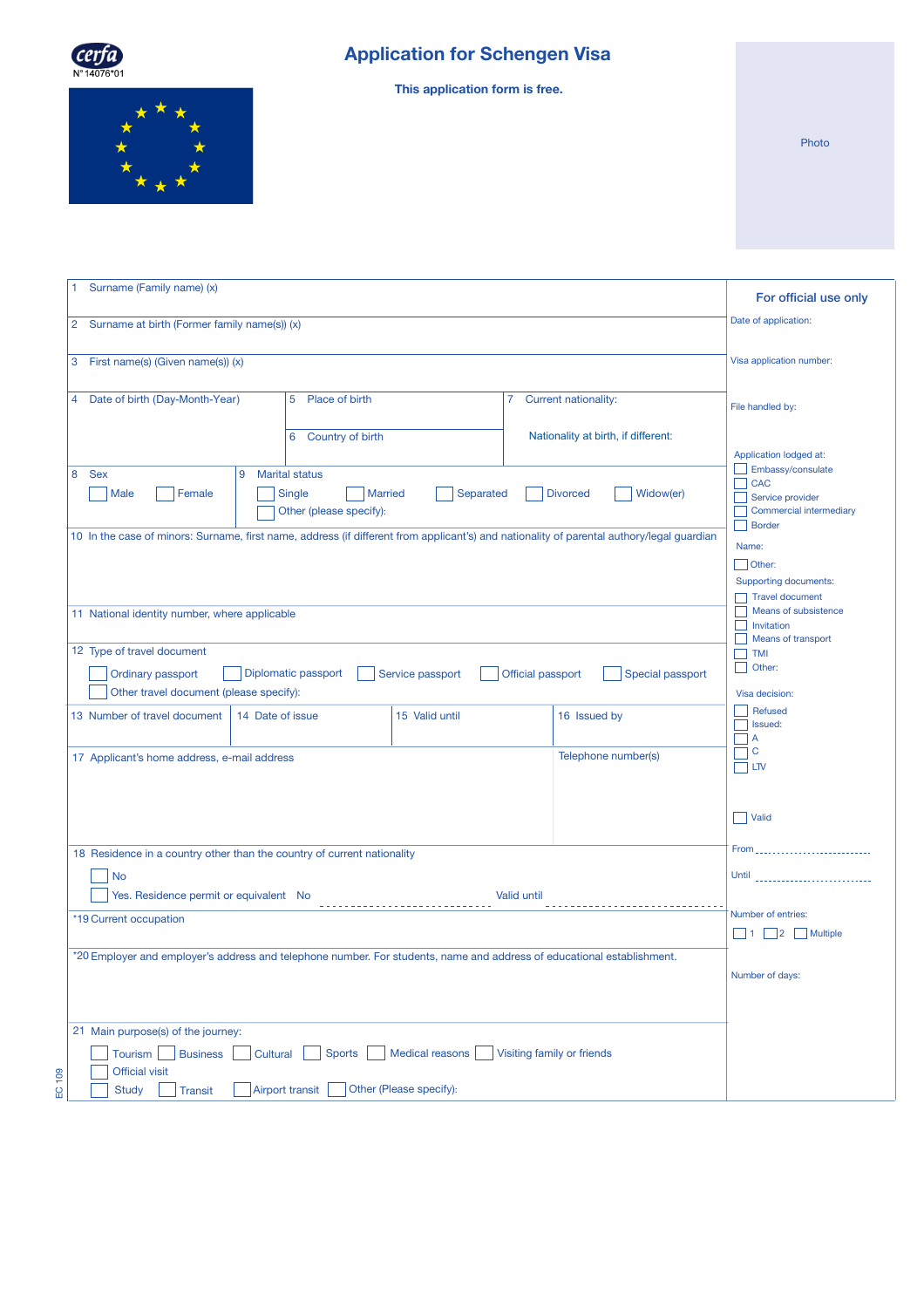cerfa
N° 14076*01

# Application for Schengen Visa

**This application form is free.**

Photo

1 Surname (Family name) (x)

2 Surname at birth (Former family name(s)) (x)

3 First name(s) (Given name(s)) (x)

4 Date of birth (Day-Month-Year)

5 Place of birth

6 Country of birth

7 Current nationality:

Nationality at birth, if different:

8 Sex
☐ Male ☐ Female

9 Marital status
☐ Single ☐ Married ☐ Separated ☐ Divorced ☐ Widow(er)
☐ Other (please specify):

10 In the case of minors: Surname, first name, address (if different from applicant's) and nationality of parental authority/legal guardian

11 National identity number, where applicable

12 Type of travel document
☐ Ordinary passport ☐ Diplomatic passport ☐ Service passport ☐ Official passport ☐ Special passport
☐ Other travel document (please specify):

13 Number of travel document

14 Date of issue

15 Valid until

16 Issued by

17 Applicant's home address, e-mail address

Telephone number(s)

18 Residence in a country other than the country of current nationality
☐ No
☐ Yes. Residence permit or equivalent No ........................ Valid until ........................

*19 Current occupation

*20 Employer and employer's address and telephone number. For students, name and address of educational establishment.

21 Main purpose(s) of the journey:
☐ Tourism ☐ Business ☐ Cultural ☐ Sports ☐ Medical reasons ☐ Visiting family or friends
☐ Official visit
☐ Study ☐ Transit ☐ Airport transit ☐ Other (Please specify):

## For official use only

Date of application:

Visa application number:

File handled by:

Application lodged at:
☐ Embassy/consulate
☐ CAC
☐ Service provider
☐ Commercial intermediary
☐ Border

Name:

☐ Other:

Supporting documents:
☐ Travel document
☐ Means of subsistence
☐ Invitation
☐ Means of transport
☐ TMI
☐ Other:

Visa decision:
☐ Refused
☐ Issued:
☐ A
☐ C
☐ LTV

☐ Valid

From ........................

Until ........................

Number of entries:
☐ 1 ☐ 2 ☐ Multiple

Number of days:

EC 109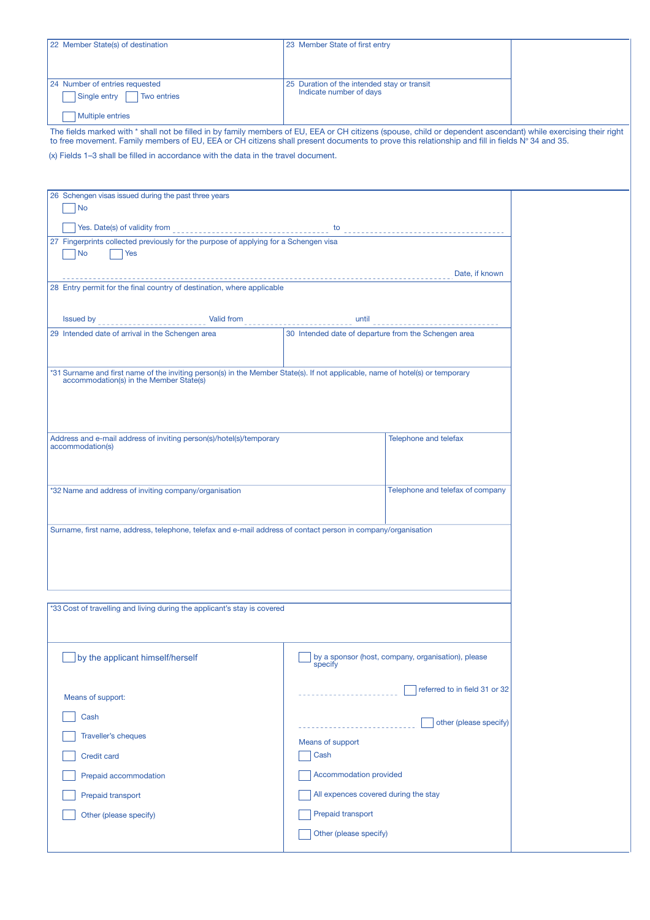22 Member State(s) of destination

23 Member State of first entry

24 Number of entries requested

☐ Single entry ☐ Two entries

☐ Multiple entries

25 Duration of the intended stay or transit
Indicate number of days

The fields marked with * shall not be filled in by family members of EU, EEA or CH citizens (spouse, child or dependent ascendant) while exercising their right to free movement. Family members of EU, EEA or CH citizens shall present documents to prove this relationship and fill in fields N° 34 and 35.

(x) Fields 1–3 shall be filled in accordance with the data in the travel document.

26 Schengen visas issued during the past three years

☐ No

☐ Yes. Date(s) of validity from ______________________ to ______________________

27 Fingerprints collected previously for the purpose of applying for a Schengen visa

☐ No ☐ Yes

______________________ Date, if known

28 Entry permit for the final country of destination, where applicable

Issued by ______________ Valid from ______________ until ______________

29 Intended date of arrival in the Schengen area

30 Intended date of departure from the Schengen area

*31 Surname and first name of the inviting person(s) in the Member State(s). If not applicable, name of hotel(s) or temporary accommodation(s) in the Member State(s)

Address and e-mail address of inviting person(s)/hotel(s)/temporary accommodation(s)

Telephone and telefax

*32 Name and address of inviting company/organisation

Telephone and telefax of company

Surname, first name, address, telephone, telefax and e-mail address of contact person in company/organisation

*33 Cost of travelling and living during the applicant's stay is covered

☐ by the applicant himself/herself

Means of support:

- ☐ Cash
- ☐ Traveller's cheques
- ☐ Credit card
- ☐ Prepaid accommodation
- ☐ Prepaid transport
- ☐ Other (please specify)

☐ by a sponsor (host, company, organisation), please specify

______________ ☐ referred to in field 31 or 32

______________ ☐ other (please specify)

Means of support

- ☐ Cash
- ☐ Accommodation provided
- ☐ All expences covered during the stay
- ☐ Prepaid transport
- ☐ Other (please specify)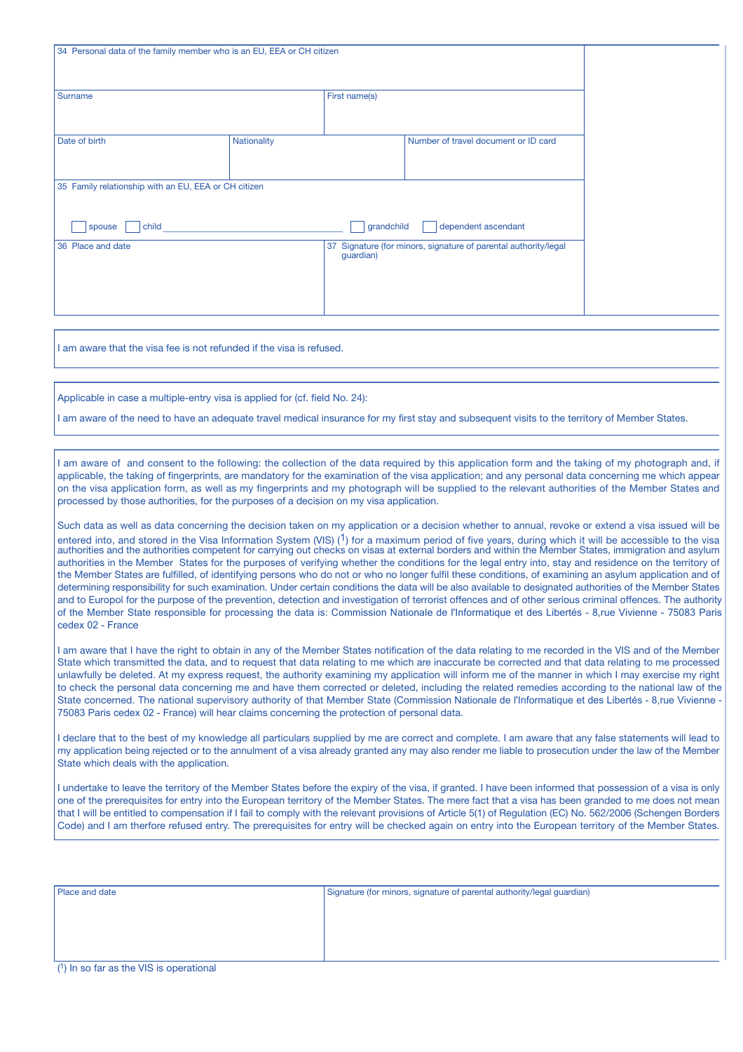| 34 Personal data of the family member who is an EU, EEA or CH citizen | | |
|---|---|---|
| Surname | First name(s) | |
| Date of birth | Nationality | Number of travel document or ID card |

35 Family relationship with an EU, EEA or CH citizen

☐ spouse ☐ child ____________ ☐ grandchild ☐ dependent ascendant

| 36 Place and date | 37 Signature (for minors, signature of parental authority/legal guardian) |
|---|---|
| | |

I am aware that the visa fee is not refunded if the visa is refused.

Applicable in case a multiple-entry visa is applied for (cf. field No. 24):

I am aware of the need to have an adequate travel medical insurance for my first stay and subsequent visits to the territory of Member States.

I am aware of and consent to the following: the collection of the data required by this application form and the taking of my photograph and, if applicable, the taking of fingerprints, are mandatory for the examination of the visa application; and any personal data concerning me which appear on the visa application form, as well as my fingerprints and my photograph will be supplied to the relevant authorities of the Member States and processed by those authorities, for the purposes of a decision on my visa application.

Such data as well as data concerning the decision taken on my application or a decision whether to annual, revoke or extend a visa issued will be entered into, and stored in the Visa Information System (VIS) ([1]) for a maximum period of five years, during which it will be accessible to the visa authorities and the authorities competent for carrying out checks on visas at external borders and within the Member States, immigration and asylum authorities in the Member States for the purposes of verifying whether the conditions for the legal entry into, stay and residence on the territory of the Member States are fulfilled, of identifying persons who do not or who no longer fulfil these conditions, of examining an asylum application and of determining responsibility for such examination. Under certain conditions the data will be also available to designated authorities of the Member States and to Europol for the purpose of the prevention, detection and investigation of terrorist offences and of other serious criminal offences. The authority of the Member State responsible for processing the data is: Commission Nationale de l'Informatique et des Libertés - 8,rue Vivienne - 75083 Paris cedex 02 - France

I am aware that I have the right to obtain in any of the Member States notification of the data relating to me recorded in the VIS and of the Member State which transmitted the data, and to request that data relating to me which are inaccurate be corrected and that data relating to me processed unlawfully be deleted. At my express request, the authority examining my application will inform me of the manner in which I may exercise my right to check the personal data concerning me and have them corrected or deleted, including the related remedies according to the national law of the State concerned. The national supervisory authority of that Member State (Commission Nationale de l'Informatique et des Libertés - 8,rue Vivienne - 75083 Paris cedex 02 - France) will hear claims concerning the protection of personal data.

I declare that to the best of my knowledge all particulars supplied by me are correct and complete. I am aware that any false statements will lead to my application being rejected or to the annulment of a visa already granted any may also render me liable to prosecution under the law of the Member State which deals with the application.

I undertake to leave the territory of the Member States before the expiry of the visa, if granted. I have been informed that possession of a visa is only one of the prerequisites for entry into the European territory of the Member States. The mere fact that a visa has been granded to me does not mean that I will be entitled to compensation if I fail to comply with the relevant provisions of Article 5(1) of Regulation (EC) No. 562/2006 (Schengen Borders Code) and I am therfore refused entry. The prerequisites for entry will be checked again on entry into the European territory of the Member States.

| Place and date | Signature (for minors, signature of parental authority/legal guardian) |
|---|---|
| | |

([1]) In so far as the VIS is operational